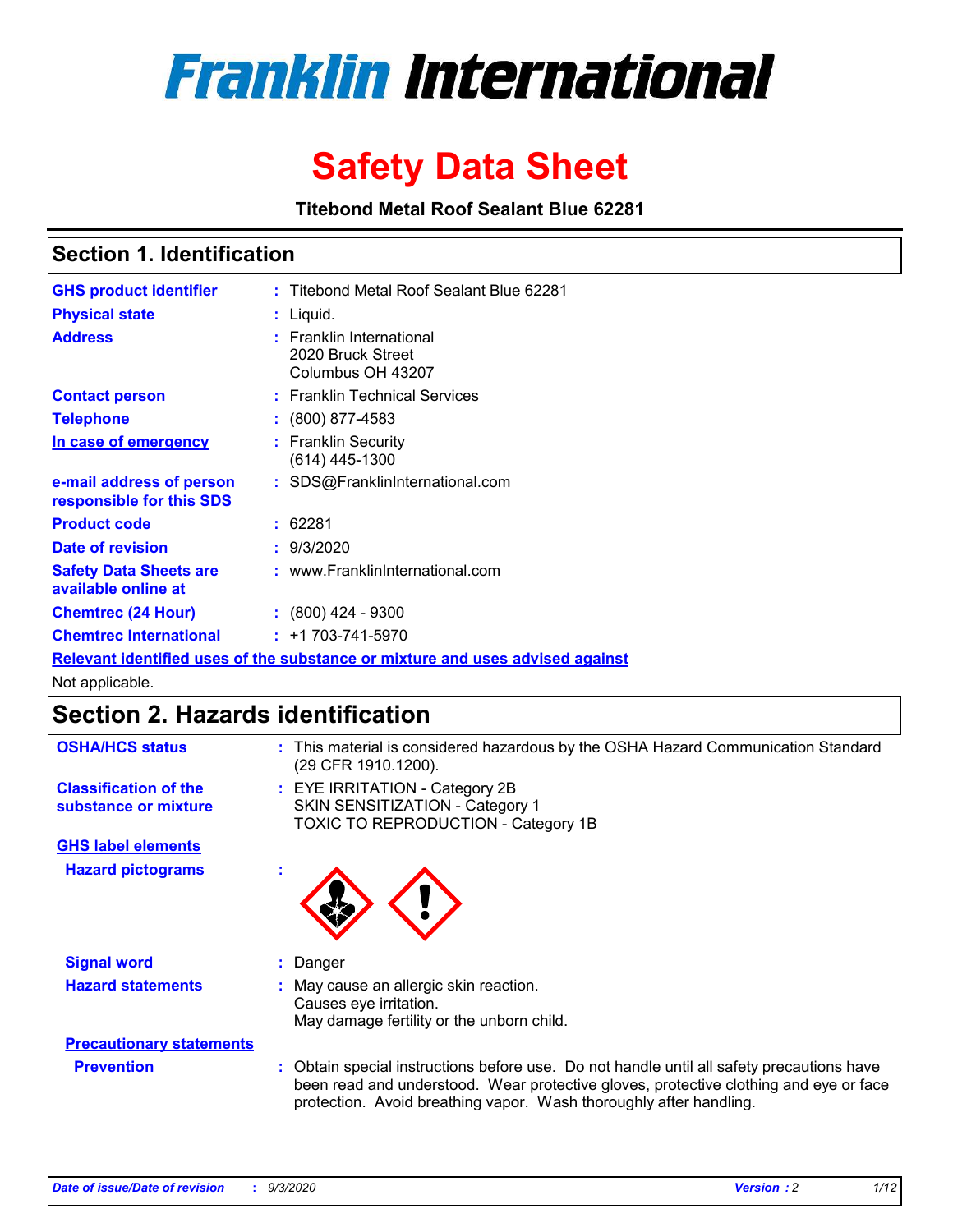# Franklin International

# Safety Data Sheet

**Titebond Metal Roof Sealant Blue 62281**

## Section 1. Identification

| | | |
|---|---|---|
| **GHS product identifier** | : | Titebond Metal Roof Sealant Blue 62281 |
| **Physical state** | : | Liquid. |
| **Address** | : | Franklin International<br>2020 Bruck Street<br>Columbus OH 43207 |
| **Contact person** | : | Franklin Technical Services |
| **Telephone** | : | (800) 877-4583 |
| **In case of emergency** | : | Franklin Security<br>(614) 445-1300 |
| **e-mail address of person responsible for this SDS** | : | SDS@FranklinInternational.com |
| **Product code** | : | 62281 |
| **Date of revision** | : | 9/3/2020 |
| **Safety Data Sheets are available online at** | : | www.FranklinInternational.com |
| **Chemtrec (24 Hour)** | : | (800) 424 - 9300 |
| **Chemtrec International** | : | +1 703-741-5970 |

**Relevant identified uses of the substance or mixture and uses advised against**

Not applicable.

## Section 2. Hazards identification

| | | |
|---|---|---|
| **OSHA/HCS status** | : | This material is considered hazardous by the OSHA Hazard Communication Standard (29 CFR 1910.1200). |
| **Classification of the substance or mixture** | : | EYE IRRITATION - Category 2B<br>SKIN SENSITIZATION - Category 1<br>TOXIC TO REPRODUCTION - Category 1B |

**GHS label elements**

| | | |
|---|---|---|
| **Hazard pictograms** | : | |
| **Signal word** | : | Danger |
| **Hazard statements** | : | May cause an allergic skin reaction.<br>Causes eye irritation.<br>May damage fertility or the unborn child. |

**Precautionary statements**

| | | |
|---|---|---|
| **Prevention** | : | Obtain special instructions before use. Do not handle until all safety precautions have been read and understood. Wear protective gloves, protective clothing and eye or face protection. Avoid breathing vapor. Wash thoroughly after handling. |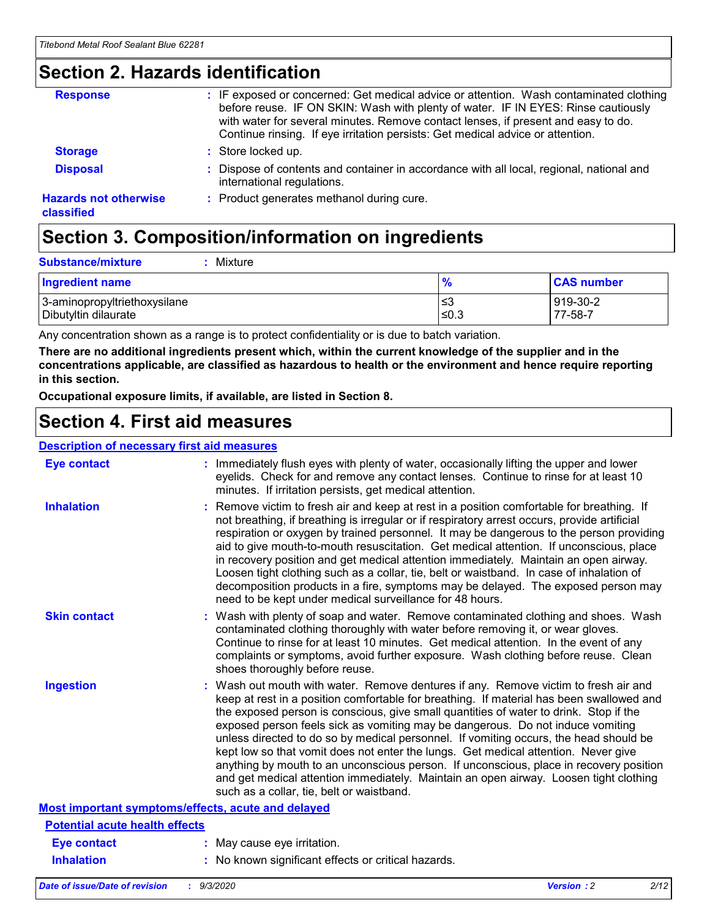## Section 2. Hazards identification

**Response** : IF exposed or concerned: Get medical advice or attention. Wash contaminated clothing before reuse. IF ON SKIN: Wash with plenty of water. IF IN EYES: Rinse cautiously with water for several minutes. Remove contact lenses, if present and easy to do. Continue rinsing. If eye irritation persists: Get medical advice or attention.

**Storage** : Store locked up.

**Disposal** : Dispose of contents and container in accordance with all local, regional, national and international regulations.

**Hazards not otherwise classified** : Product generates methanol during cure.

## Section 3. Composition/information on ingredients

**Substance/mixture** : Mixture

| Ingredient name | % | CAS number |
|---|---|---|
| 3-aminopropyltriethoxysilane | ≤3 | 919-30-2 |
| Dibutyltin dilaurate | ≤0.3 | 77-58-7 |

Any concentration shown as a range is to protect confidentiality or is due to batch variation.

**There are no additional ingredients present which, within the current knowledge of the supplier and in the concentrations applicable, are classified as hazardous to health or the environment and hence require reporting in this section.**

**Occupational exposure limits, if available, are listed in Section 8.**

## Section 4. First aid measures

### Description of necessary first aid measures

**Eye contact** : Immediately flush eyes with plenty of water, occasionally lifting the upper and lower eyelids. Check for and remove any contact lenses. Continue to rinse for at least 10 minutes. If irritation persists, get medical attention.

**Inhalation** : Remove victim to fresh air and keep at rest in a position comfortable for breathing. If not breathing, if breathing is irregular or if respiratory arrest occurs, provide artificial respiration or oxygen by trained personnel. It may be dangerous to the person providing aid to give mouth-to-mouth resuscitation. Get medical attention. If unconscious, place in recovery position and get medical attention immediately. Maintain an open airway. Loosen tight clothing such as a collar, tie, belt or waistband. In case of inhalation of decomposition products in a fire, symptoms may be delayed. The exposed person may need to be kept under medical surveillance for 48 hours.

**Skin contact** : Wash with plenty of soap and water. Remove contaminated clothing and shoes. Wash contaminated clothing thoroughly with water before removing it, or wear gloves. Continue to rinse for at least 10 minutes. Get medical attention. In the event of any complaints or symptoms, avoid further exposure. Wash clothing before reuse. Clean shoes thoroughly before reuse.

**Ingestion** : Wash out mouth with water. Remove dentures if any. Remove victim to fresh air and keep at rest in a position comfortable for breathing. If material has been swallowed and the exposed person is conscious, give small quantities of water to drink. Stop if the exposed person feels sick as vomiting may be dangerous. Do not induce vomiting unless directed to do so by medical personnel. If vomiting occurs, the head should be kept low so that vomit does not enter the lungs. Get medical attention. Never give anything by mouth to an unconscious person. If unconscious, place in recovery position and get medical attention immediately. Maintain an open airway. Loosen tight clothing such as a collar, tie, belt or waistband.

### Most important symptoms/effects, acute and delayed

#### Potential acute health effects

**Eye contact** : May cause eye irritation.

**Inhalation** : No known significant effects or critical hazards.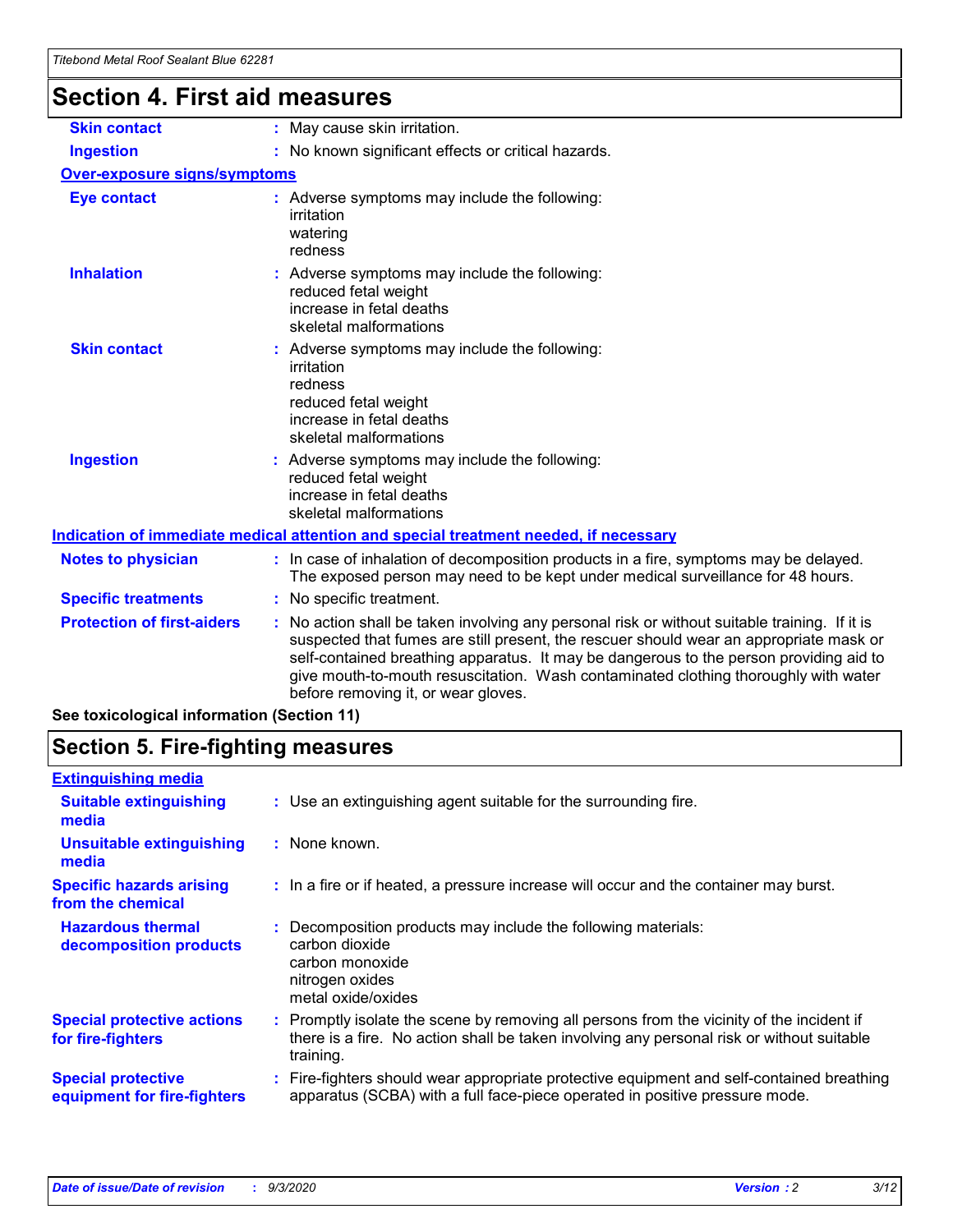## Section 4. First aid measures

| | |
|---|---|
| **Skin contact** | : May cause skin irritation. |
| **Ingestion** | : No known significant effects or critical hazards. |

**Over-exposure signs/symptoms**

| | |
|---|---|
| **Eye contact** | : Adverse symptoms may include the following:<br>irritation<br>watering<br>redness |
| **Inhalation** | : Adverse symptoms may include the following:<br>reduced fetal weight<br>increase in fetal deaths<br>skeletal malformations |
| **Skin contact** | : Adverse symptoms may include the following:<br>irritation<br>redness<br>reduced fetal weight<br>increase in fetal deaths<br>skeletal malformations |
| **Ingestion** | : Adverse symptoms may include the following:<br>reduced fetal weight<br>increase in fetal deaths<br>skeletal malformations |

**Indication of immediate medical attention and special treatment needed, if necessary**

| | |
|---|---|
| **Notes to physician** | : In case of inhalation of decomposition products in a fire, symptoms may be delayed. The exposed person may need to be kept under medical surveillance for 48 hours. |
| **Specific treatments** | : No specific treatment. |
| **Protection of first-aiders** | : No action shall be taken involving any personal risk or without suitable training. If it is suspected that fumes are still present, the rescuer should wear an appropriate mask or self-contained breathing apparatus. It may be dangerous to the person providing aid to give mouth-to-mouth resuscitation. Wash contaminated clothing thoroughly with water before removing it, or wear gloves. |

**See toxicological information (Section 11)**

## Section 5. Fire-fighting measures

**Extinguishing media**

| | |
|---|---|
| **Suitable extinguishing media** | : Use an extinguishing agent suitable for the surrounding fire. |
| **Unsuitable extinguishing media** | : None known. |
| **Specific hazards arising from the chemical** | : In a fire or if heated, a pressure increase will occur and the container may burst. |
| **Hazardous thermal decomposition products** | : Decomposition products may include the following materials:<br>carbon dioxide<br>carbon monoxide<br>nitrogen oxides<br>metal oxide/oxides |
| **Special protective actions for fire-fighters** | : Promptly isolate the scene by removing all persons from the vicinity of the incident if there is a fire. No action shall be taken involving any personal risk or without suitable training. |
| **Special protective equipment for fire-fighters** | : Fire-fighters should wear appropriate protective equipment and self-contained breathing apparatus (SCBA) with a full face-piece operated in positive pressure mode. |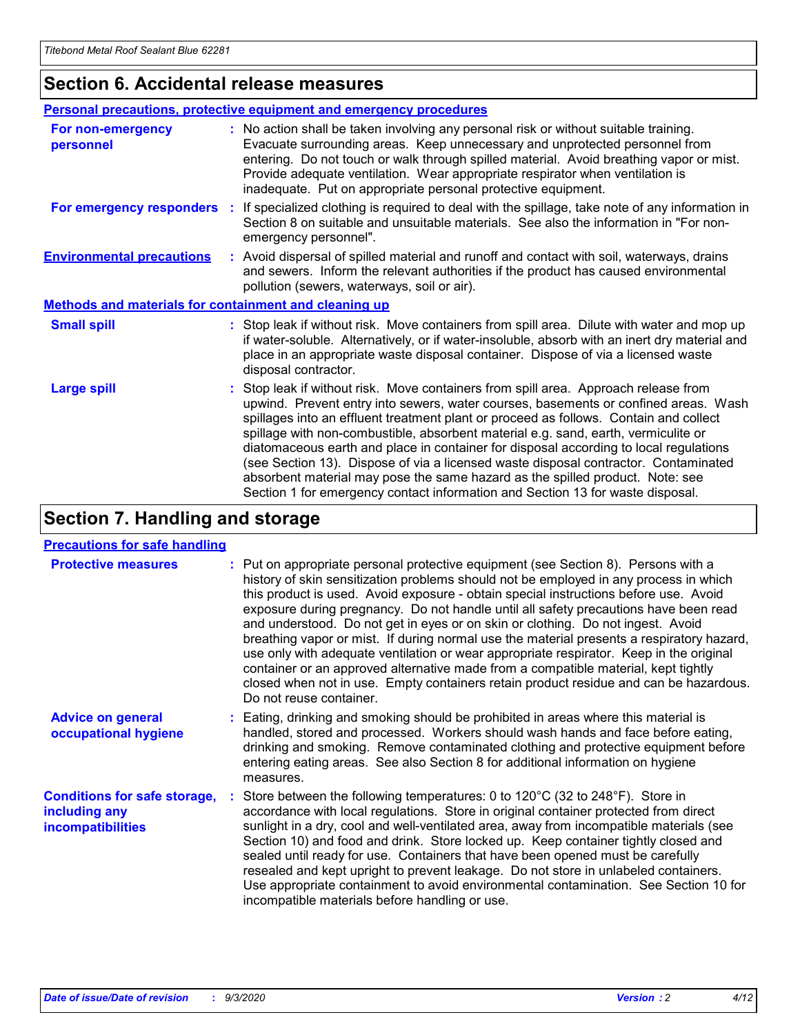## Section 6. Accidental release measures

### Personal precautions, protective equipment and emergency procedures

**For non-emergency personnel** : No action shall be taken involving any personal risk or without suitable training. Evacuate surrounding areas. Keep unnecessary and unprotected personnel from entering. Do not touch or walk through spilled material. Avoid breathing vapor or mist. Provide adequate ventilation. Wear appropriate respirator when ventilation is inadequate. Put on appropriate personal protective equipment.

**For emergency responders** : If specialized clothing is required to deal with the spillage, take note of any information in Section 8 on suitable and unsuitable materials. See also the information in "For non-emergency personnel".

**Environmental precautions** : Avoid dispersal of spilled material and runoff and contact with soil, waterways, drains and sewers. Inform the relevant authorities if the product has caused environmental pollution (sewers, waterways, soil or air).

### Methods and materials for containment and cleaning up

**Small spill** : Stop leak if without risk. Move containers from spill area. Dilute with water and mop up if water-soluble. Alternatively, or if water-insoluble, absorb with an inert dry material and place in an appropriate waste disposal container. Dispose of via a licensed waste disposal contractor.

**Large spill** : Stop leak if without risk. Move containers from spill area. Approach release from upwind. Prevent entry into sewers, water courses, basements or confined areas. Wash spillages into an effluent treatment plant or proceed as follows. Contain and collect spillage with non-combustible, absorbent material e.g. sand, earth, vermiculite or diatomaceous earth and place in container for disposal according to local regulations (see Section 13). Dispose of via a licensed waste disposal contractor. Contaminated absorbent material may pose the same hazard as the spilled product. Note: see Section 1 for emergency contact information and Section 13 for waste disposal.

## Section 7. Handling and storage

### Precautions for safe handling

**Protective measures** : Put on appropriate personal protective equipment (see Section 8). Persons with a history of skin sensitization problems should not be employed in any process in which this product is used. Avoid exposure - obtain special instructions before use. Avoid exposure during pregnancy. Do not handle until all safety precautions have been read and understood. Do not get in eyes or on skin or clothing. Do not ingest. Avoid breathing vapor or mist. If during normal use the material presents a respiratory hazard, use only with adequate ventilation or wear appropriate respirator. Keep in the original container or an approved alternative made from a compatible material, kept tightly closed when not in use. Empty containers retain product residue and can be hazardous. Do not reuse container.

**Advice on general occupational hygiene** : Eating, drinking and smoking should be prohibited in areas where this material is handled, stored and processed. Workers should wash hands and face before eating, drinking and smoking. Remove contaminated clothing and protective equipment before entering eating areas. See also Section 8 for additional information on hygiene measures.

**Conditions for safe storage, including any incompatibilities** : Store between the following temperatures: 0 to 120°C (32 to 248°F). Store in accordance with local regulations. Store in original container protected from direct sunlight in a dry, cool and well-ventilated area, away from incompatible materials (see Section 10) and food and drink. Store locked up. Keep container tightly closed and sealed until ready for use. Containers that have been opened must be carefully resealed and kept upright to prevent leakage. Do not store in unlabeled containers. Use appropriate containment to avoid environmental contamination. See Section 10 for incompatible materials before handling or use.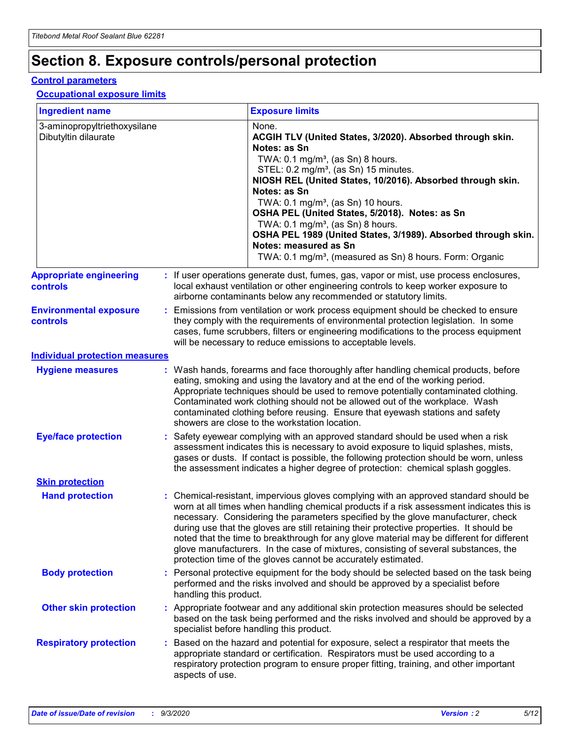# Section 8. Exposure controls/personal protection

## Control parameters

### Occupational exposure limits

| Ingredient name | Exposure limits |
|---|---|
| 3-aminopropyltriethoxysilane | None. |
| Dibutyltin dilaurate | **ACGIH TLV (United States, 3/2020). Absorbed through skin. Notes: as Sn**<br>TWA: 0.1 mg/m³, (as Sn) 8 hours.<br>STEL: 0.2 mg/m³, (as Sn) 15 minutes.<br>**NIOSH REL (United States, 10/2016). Absorbed through skin. Notes: as Sn**<br>TWA: 0.1 mg/m³, (as Sn) 10 hours.<br>**OSHA PEL (United States, 5/2018). Notes: as Sn**<br>TWA: 0.1 mg/m³, (as Sn) 8 hours.<br>**OSHA PEL 1989 (United States, 3/1989). Absorbed through skin. Notes: measured as Sn**<br>TWA: 0.1 mg/m³, (measured as Sn) 8 hours. Form: Organic |

**Appropriate engineering controls** : If user operations generate dust, fumes, gas, vapor or mist, use process enclosures, local exhaust ventilation or other engineering controls to keep worker exposure to airborne contaminants below any recommended or statutory limits.

**Environmental exposure controls** : Emissions from ventilation or work process equipment should be checked to ensure they comply with the requirements of environmental protection legislation. In some cases, fume scrubbers, filters or engineering modifications to the process equipment will be necessary to reduce emissions to acceptable levels.

## Individual protection measures

**Hygiene measures** : Wash hands, forearms and face thoroughly after handling chemical products, before eating, smoking and using the lavatory and at the end of the working period. Appropriate techniques should be used to remove potentially contaminated clothing. Contaminated work clothing should not be allowed out of the workplace. Wash contaminated clothing before reusing. Ensure that eyewash stations and safety showers are close to the workstation location.

**Eye/face protection** : Safety eyewear complying with an approved standard should be used when a risk assessment indicates this is necessary to avoid exposure to liquid splashes, mists, gases or dusts. If contact is possible, the following protection should be worn, unless the assessment indicates a higher degree of protection: chemical splash goggles.

### Skin protection

**Hand protection** : Chemical-resistant, impervious gloves complying with an approved standard should be worn at all times when handling chemical products if a risk assessment indicates this is necessary. Considering the parameters specified by the glove manufacturer, check during use that the gloves are still retaining their protective properties. It should be noted that the time to breakthrough for any glove material may be different for different glove manufacturers. In the case of mixtures, consisting of several substances, the protection time of the gloves cannot be accurately estimated.

**Body protection** : Personal protective equipment for the body should be selected based on the task being performed and the risks involved and should be approved by a specialist before handling this product.

**Other skin protection** : Appropriate footwear and any additional skin protection measures should be selected based on the task being performed and the risks involved and should be approved by a specialist before handling this product.

**Respiratory protection** : Based on the hazard and potential for exposure, select a respirator that meets the appropriate standard or certification. Respirators must be used according to a respiratory protection program to ensure proper fitting, training, and other important aspects of use.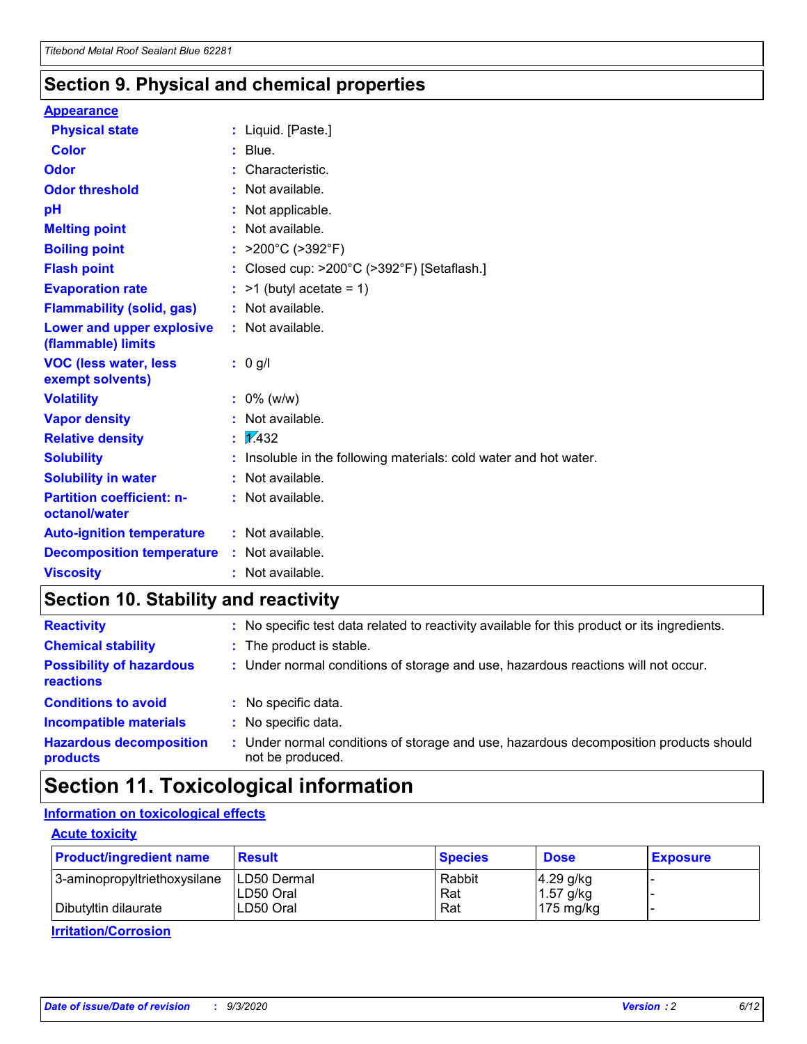## Section 9. Physical and chemical properties

### Appearance

| | | |
|---|---|---|
| **Physical state** | : | Liquid. [Paste.] |
| **Color** | : | Blue. |
| **Odor** | : | Characteristic. |
| **Odor threshold** | : | Not available. |
| **pH** | : | Not applicable. |
| **Melting point** | : | Not available. |
| **Boiling point** | : | >200°C (>392°F) |
| **Flash point** | : | Closed cup: >200°C (>392°F) [Setaflash.] |
| **Evaporation rate** | : | >1 (butyl acetate = 1) |
| **Flammability (solid, gas)** | : | Not available. |
| **Lower and upper explosive (flammable) limits** | : | Not available. |
| **VOC (less water, less exempt solvents)** | : | 0 g/l |
| **Volatility** | : | 0% (w/w) |
| **Vapor density** | : | Not available. |
| **Relative density** | : | 1.432 |
| **Solubility** | : | Insoluble in the following materials: cold water and hot water. |
| **Solubility in water** | : | Not available. |
| **Partition coefficient: n-octanol/water** | : | Not available. |
| **Auto-ignition temperature** | : | Not available. |
| **Decomposition temperature** | : | Not available. |
| **Viscosity** | : | Not available. |

## Section 10. Stability and reactivity

| | | |
|---|---|---|
| **Reactivity** | : | No specific test data related to reactivity available for this product or its ingredients. |
| **Chemical stability** | : | The product is stable. |
| **Possibility of hazardous reactions** | : | Under normal conditions of storage and use, hazardous reactions will not occur. |
| **Conditions to avoid** | : | No specific data. |
| **Incompatible materials** | : | No specific data. |
| **Hazardous decomposition products** | : | Under normal conditions of storage and use, hazardous decomposition products should not be produced. |

## Section 11. Toxicological information

### Information on toxicological effects

#### Acute toxicity

| Product/ingredient name | Result | Species | Dose | Exposure |
|---|---|---|---|---|
| 3-aminopropyltriethoxysilane | LD50 Dermal | Rabbit | 4.29 g/kg | - |
| | LD50 Oral | Rat | 1.57 g/kg | - |
| Dibutyltin dilaurate | LD50 Oral | Rat | 175 mg/kg | - |

#### Irritation/Corrosion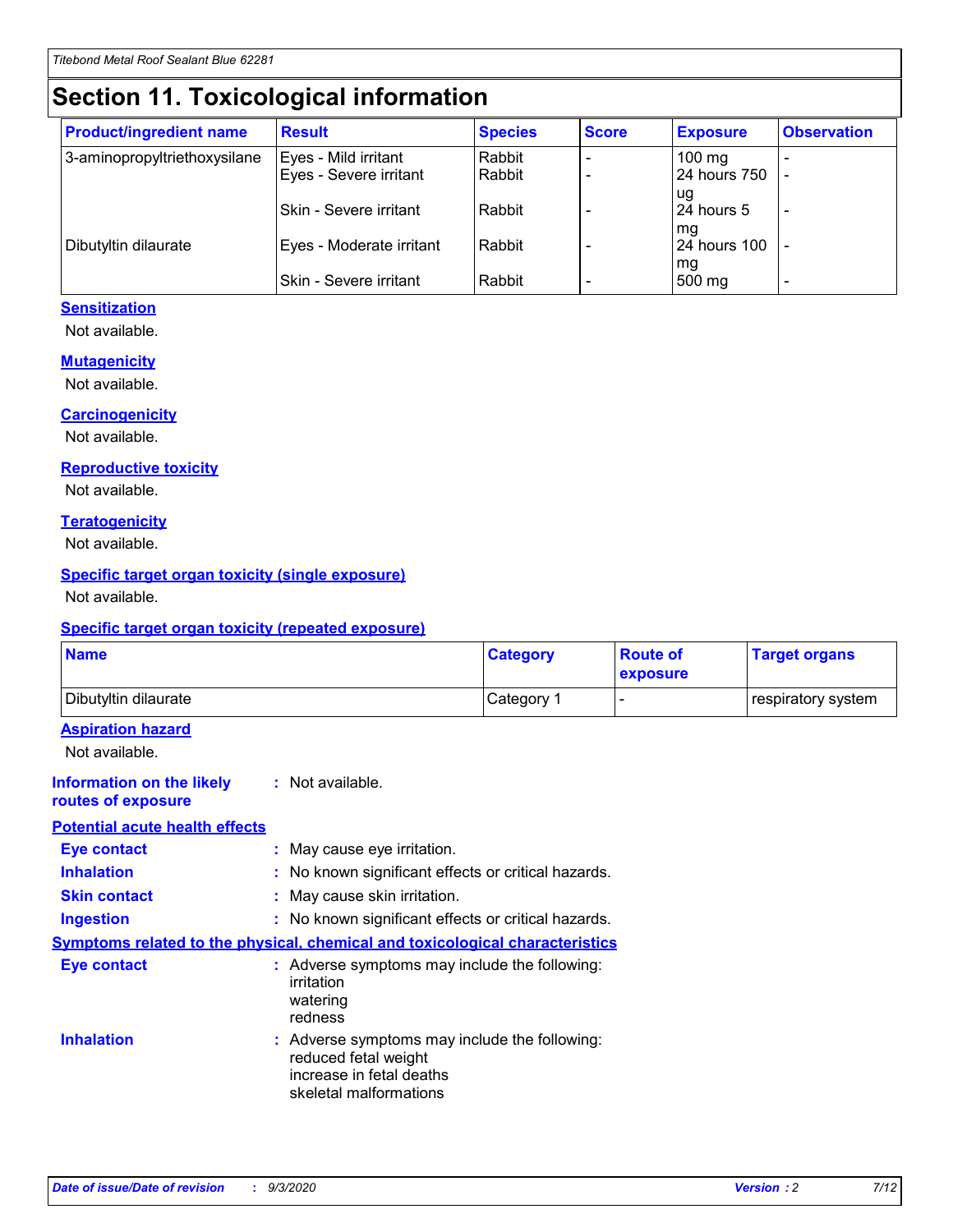# Section 11. Toxicological information

| Product/ingredient name | Result | Species | Score | Exposure | Observation |
|---|---|---|---|---|---|
| 3-aminopropyltriethoxysilane | Eyes - Mild irritant | Rabbit | - | 100 mg | - |
| | Eyes - Severe irritant | Rabbit | - | 24 hours 750 ug | - |
| | Skin - Severe irritant | Rabbit | - | 24 hours 5 mg | - |
| Dibutyltin dilaurate | Eyes - Moderate irritant | Rabbit | - | 24 hours 100 mg | - |
| | Skin - Severe irritant | Rabbit | - | 500 mg | - |

### Sensitization

Not available.

### Mutagenicity

Not available.

### Carcinogenicity

Not available.

### Reproductive toxicity

Not available.

### Teratogenicity

Not available.

### Specific target organ toxicity (single exposure)

Not available.

### Specific target organ toxicity (repeated exposure)

| Name | Category | Route of exposure | Target organs |
|---|---|---|---|
| Dibutyltin dilaurate | Category 1 | - | respiratory system |

### Aspiration hazard

Not available.

**Information on the likely routes of exposure** : Not available.

### Potential acute health effects

**Eye contact** : May cause eye irritation.

**Inhalation** : No known significant effects or critical hazards.

**Skin contact** : May cause skin irritation.

**Ingestion** : No known significant effects or critical hazards.

### Symptoms related to the physical, chemical and toxicological characteristics

**Eye contact** : Adverse symptoms may include the following:
irritation
watering
redness

**Inhalation** : Adverse symptoms may include the following:
reduced fetal weight
increase in fetal deaths
skeletal malformations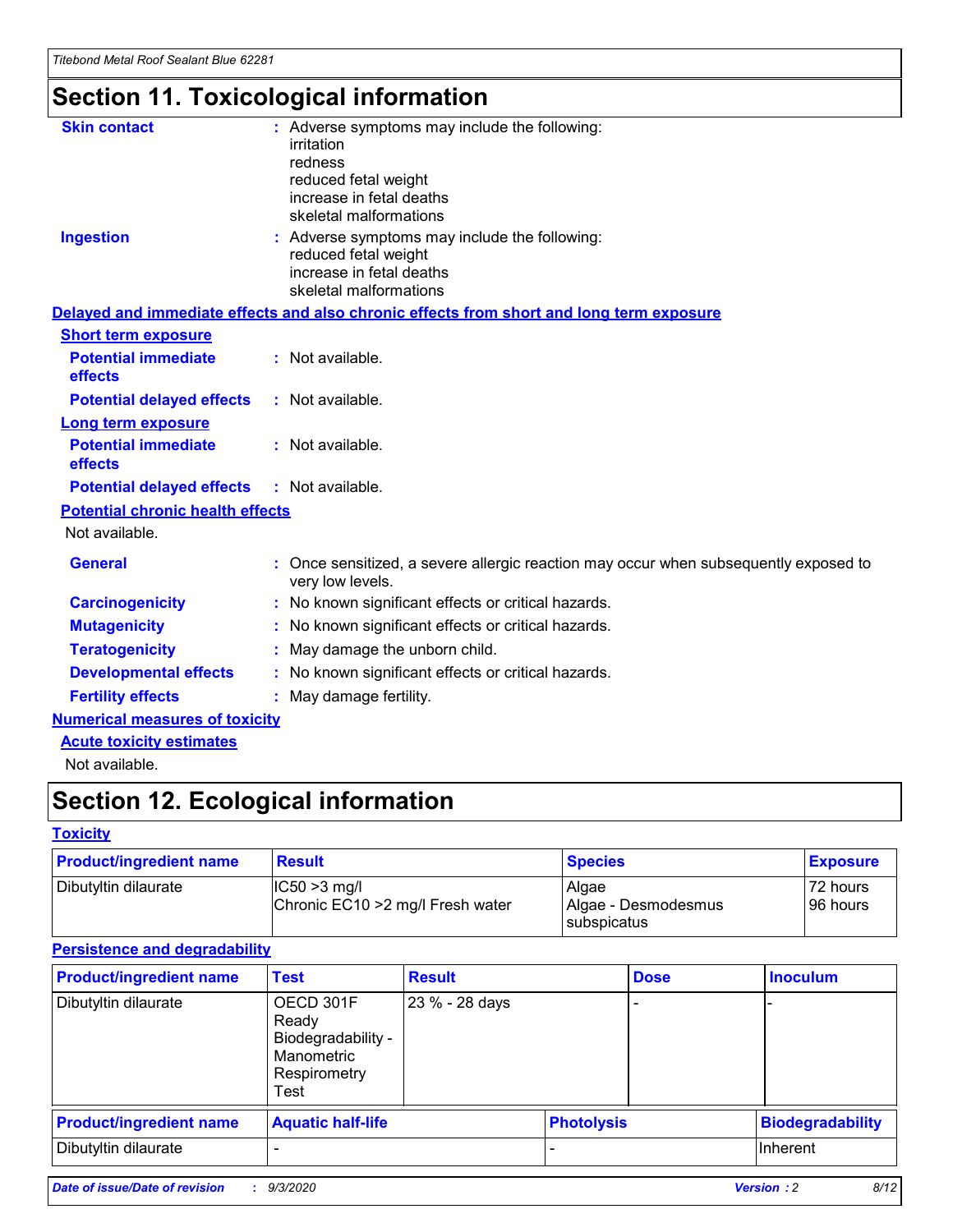# Section 11. Toxicological information

**Skin contact** : Adverse symptoms may include the following:
irritation
redness
reduced fetal weight
increase in fetal deaths
skeletal malformations

**Ingestion** : Adverse symptoms may include the following:
reduced fetal weight
increase in fetal deaths
skeletal malformations

**Delayed and immediate effects and also chronic effects from short and long term exposure**

**Short term exposure**

**Potential immediate effects** : Not available.

**Potential delayed effects** : Not available.

**Long term exposure**

**Potential immediate effects** : Not available.

**Potential delayed effects** : Not available.

**Potential chronic health effects**

Not available.

**General** : Once sensitized, a severe allergic reaction may occur when subsequently exposed to very low levels.

**Carcinogenicity** : No known significant effects or critical hazards.

**Mutagenicity** : No known significant effects or critical hazards.

**Teratogenicity** : May damage the unborn child.

**Developmental effects** : No known significant effects or critical hazards.

**Fertility effects** : May damage fertility.

**Numerical measures of toxicity**

**Acute toxicity estimates**

Not available.

# Section 12. Ecological information

**Toxicity**

| Product/ingredient name | Result | Species | Exposure |
|---|---|---|---|
| Dibutyltin dilaurate | IC50 >3 mg/l<br>Chronic EC10 >2 mg/l Fresh water | Algae<br>Algae - Desmodesmus subspicatus | 72 hours<br>96 hours |

**Persistence and degradability**

| Product/ingredient name | Test | Result | Dose | Inoculum |
|---|---|---|---|---|
| Dibutyltin dilaurate | OECD 301F Ready Biodegradability - Manometric Respirometry Test | 23 % - 28 days | - | - |

| Product/ingredient name | Aquatic half-life | Photolysis | Biodegradability |
|---|---|---|---|
| Dibutyltin dilaurate | - | - | Inherent |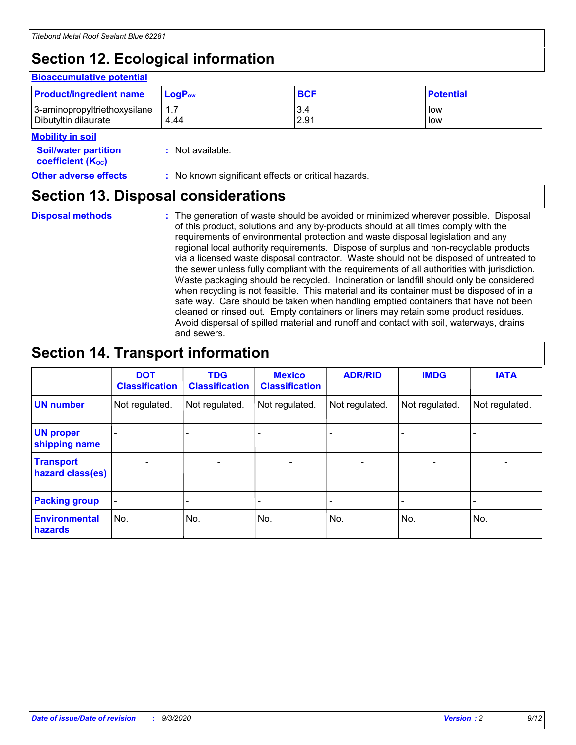## Section 12. Ecological information

### Bioaccumulative potential

| Product/ingredient name | $LogP_{ow}$ | BCF | Potential |
|---|---|---|---|
| 3-aminopropyltriethoxysilane | 1.7 | 3.4 | low |
| Dibutyltin dilaurate | 4.44 | 2.91 | low |

### Mobility in soil

**Soil/water partition coefficient ($K_{OC}$)** : Not available.

**Other adverse effects** : No known significant effects or critical hazards.

## Section 13. Disposal considerations

**Disposal methods** : The generation of waste should be avoided or minimized wherever possible. Disposal of this product, solutions and any by-products should at all times comply with the requirements of environmental protection and waste disposal legislation and any regional local authority requirements. Dispose of surplus and non-recyclable products via a licensed waste disposal contractor. Waste should not be disposed of untreated to the sewer unless fully compliant with the requirements of all authorities with jurisdiction. Waste packaging should be recycled. Incineration or landfill should only be considered when recycling is not feasible. This material and its container must be disposed of in a safe way. Care should be taken when handling emptied containers that have not been cleaned or rinsed out. Empty containers or liners may retain some product residues. Avoid dispersal of spilled material and runoff and contact with soil, waterways, drains and sewers.

## Section 14. Transport information

| | DOT Classification | TDG Classification | Mexico Classification | ADR/RID | IMDG | IATA |
|---|---|---|---|---|---|---|
| **UN number** | Not regulated. | Not regulated. | Not regulated. | Not regulated. | Not regulated. | Not regulated. |
| **UN proper shipping name** | - | - | - | - | - | - |
| **Transport hazard class(es)** | - | - | - | - | - | - |
| **Packing group** | - | - | - | - | - | - |
| **Environmental hazards** | No. | No. | No. | No. | No. | No. |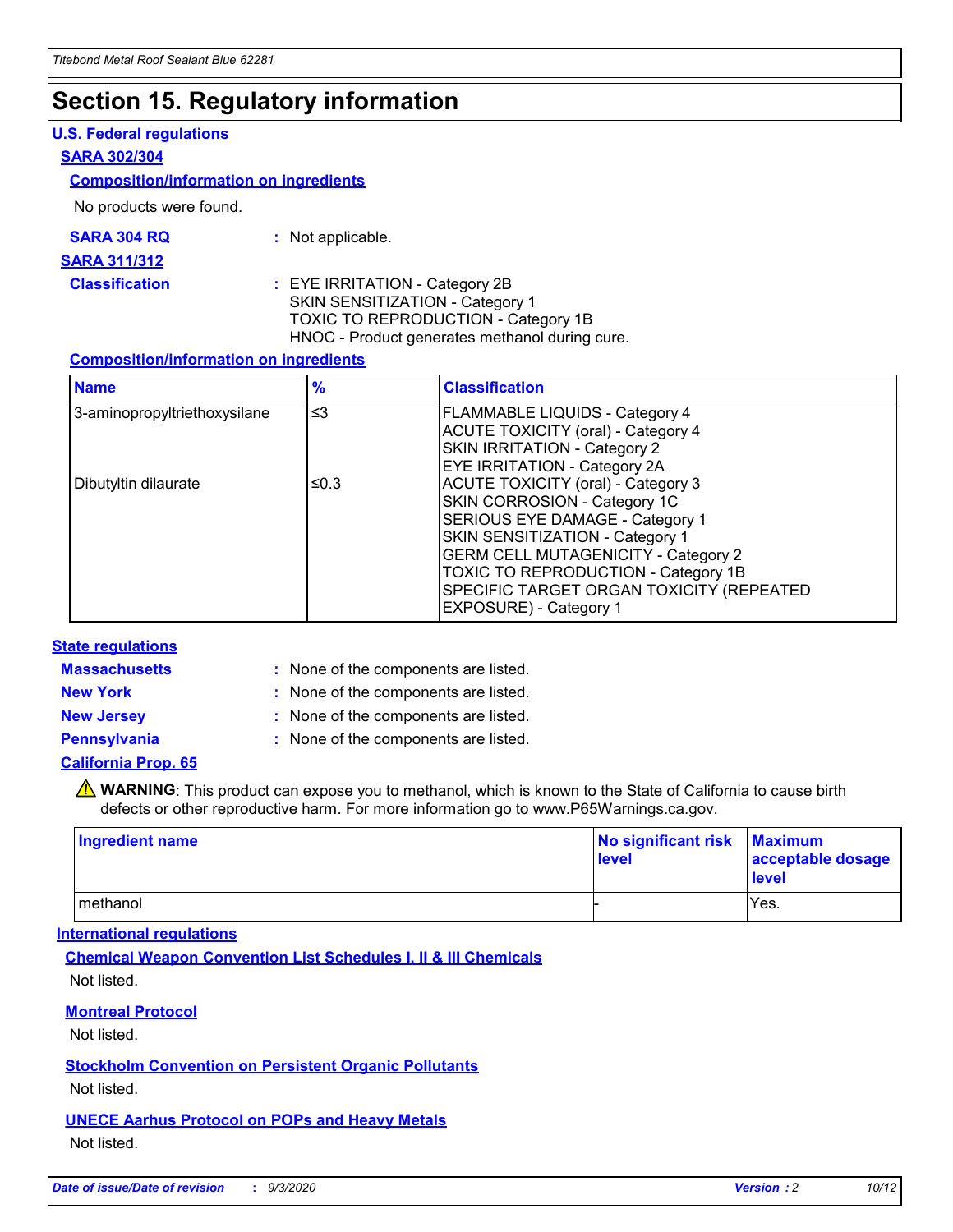# Section 15. Regulatory information

### U.S. Federal regulations

**SARA 302/304**

**Composition/information on ingredients**

No products were found.

**SARA 304 RQ** : Not applicable.

**SARA 311/312**

**Classification** : EYE IRRITATION - Category 2B
SKIN SENSITIZATION - Category 1
TOXIC TO REPRODUCTION - Category 1B
HNOC - Product generates methanol during cure.

**Composition/information on ingredients**

| Name | % | Classification |
|---|---|---|
| 3-aminopropyltriethoxysilane | ≤3 | FLAMMABLE LIQUIDS - Category 4<br>ACUTE TOXICITY (oral) - Category 4<br>SKIN IRRITATION - Category 2<br>EYE IRRITATION - Category 2A |
| Dibutyltin dilaurate | ≤0.3 | ACUTE TOXICITY (oral) - Category 3<br>SKIN CORROSION - Category 1C<br>SERIOUS EYE DAMAGE - Category 1<br>SKIN SENSITIZATION - Category 1<br>GERM CELL MUTAGENICITY - Category 2<br>TOXIC TO REPRODUCTION - Category 1B<br>SPECIFIC TARGET ORGAN TOXICITY (REPEATED EXPOSURE) - Category 1 |

### State regulations

**Massachusetts** : None of the components are listed.
**New York** : None of the components are listed.
**New Jersey** : None of the components are listed.
**Pennsylvania** : None of the components are listed.

**California Prop. 65**

⚠ **WARNING**: This product can expose you to methanol, which is known to the State of California to cause birth defects or other reproductive harm. For more information go to www.P65Warnings.ca.gov.

| Ingredient name | No significant risk level | Maximum acceptable dosage level |
|---|---|---|
| methanol | - | Yes. |

### International regulations

**Chemical Weapon Convention List Schedules I, II & III Chemicals**

Not listed.

**Montreal Protocol**

Not listed.

**Stockholm Convention on Persistent Organic Pollutants**

Not listed.

**UNECE Aarhus Protocol on POPs and Heavy Metals**

Not listed.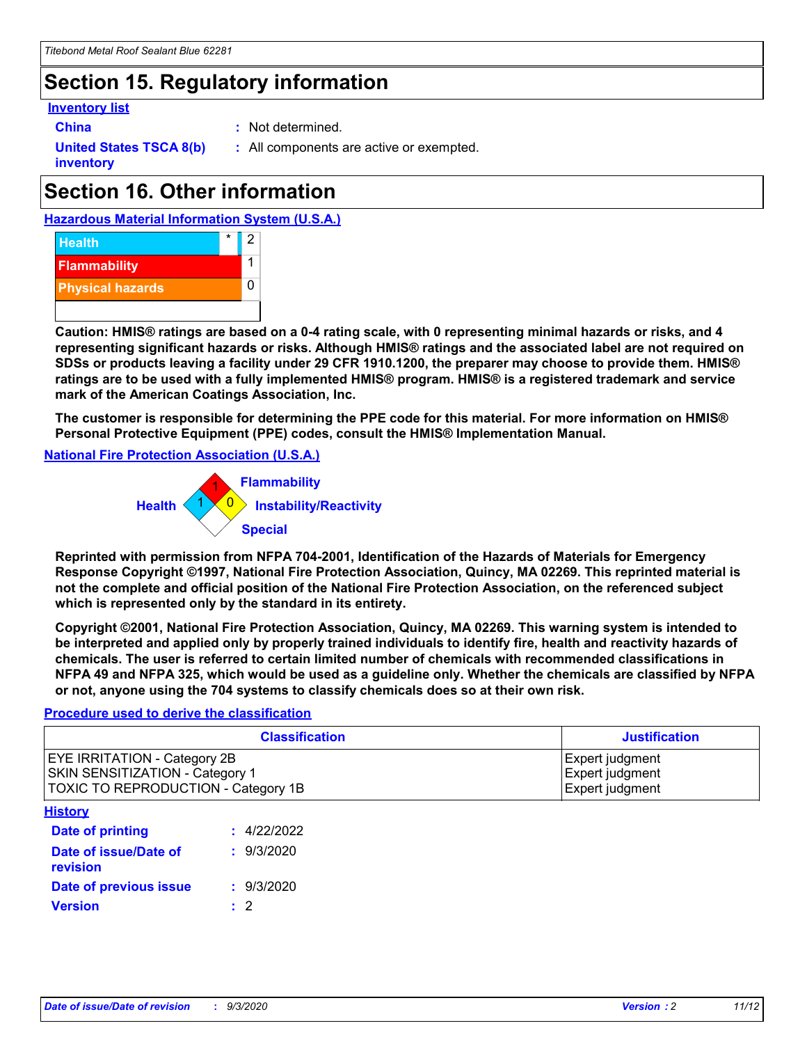## Section 15. Regulatory information

**Inventory list**

**China** : Not determined.

**United States TSCA 8(b) inventory** : All components are active or exempted.

## Section 16. Other information

**Hazardous Material Information System (U.S.A.)**

| | | |
|---|---|---|
| Health | * | 2 |
| Flammability | | 1 |
| Physical hazards | | 0 |

**Caution: HMIS® ratings are based on a 0-4 rating scale, with 0 representing minimal hazards or risks, and 4 representing significant hazards or risks. Although HMIS® ratings and the associated label are not required on SDSs or products leaving a facility under 29 CFR 1910.1200, the preparer may choose to provide them. HMIS® ratings are to be used with a fully implemented HMIS® program. HMIS® is a registered trademark and service mark of the American Coatings Association, Inc.**

**The customer is responsible for determining the PPE code for this material. For more information on HMIS® Personal Protective Equipment (PPE) codes, consult the HMIS® Implementation Manual.**

**National Fire Protection Association (U.S.A.)**

Flammability: 1
Health: 1
Instability/Reactivity: 0
Special

**Reprinted with permission from NFPA 704-2001, Identification of the Hazards of Materials for Emergency Response Copyright ©1997, National Fire Protection Association, Quincy, MA 02269. This reprinted material is not the complete and official position of the National Fire Protection Association, on the referenced subject which is represented only by the standard in its entirety.**

**Copyright ©2001, National Fire Protection Association, Quincy, MA 02269. This warning system is intended to be interpreted and applied only by properly trained individuals to identify fire, health and reactivity hazards of chemicals. The user is referred to certain limited number of chemicals with recommended classifications in NFPA 49 and NFPA 325, which would be used as a guideline only. Whether the chemicals are classified by NFPA or not, anyone using the 704 systems to classify chemicals does so at their own risk.**

**Procedure used to derive the classification**

| Classification | Justification |
|---|---|
| EYE IRRITATION - Category 2B<br>SKIN SENSITIZATION - Category 1<br>TOXIC TO REPRODUCTION - Category 1B | Expert judgment<br>Expert judgment<br>Expert judgment |

**History**

**Date of printing** : 4/22/2022

**Date of issue/Date of revision** : 9/3/2020

**Date of previous issue** : 9/3/2020

**Version** : 2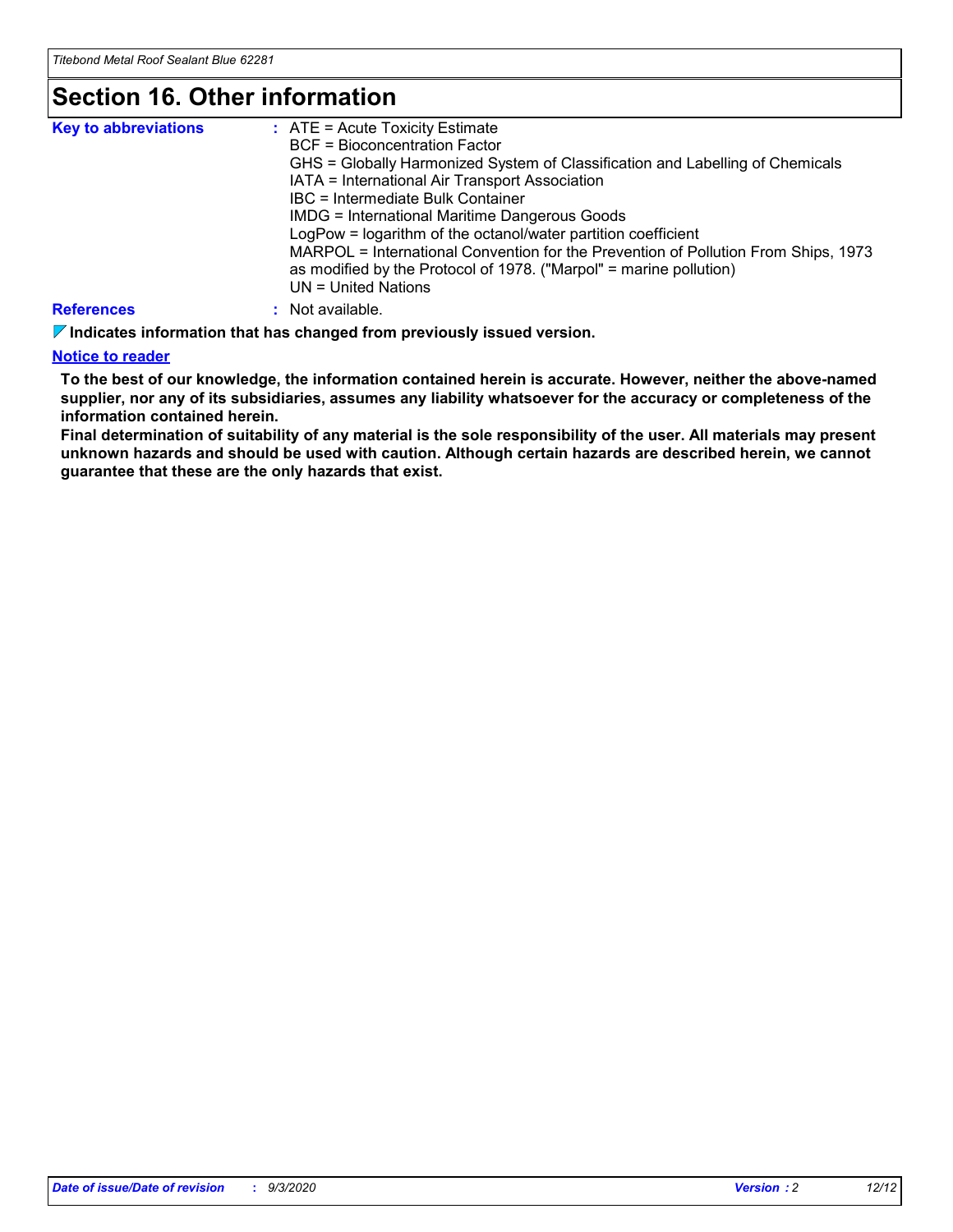# Section 16. Other information

**Key to abbreviations** : ATE = Acute Toxicity Estimate
BCF = Bioconcentration Factor
GHS = Globally Harmonized System of Classification and Labelling of Chemicals
IATA = International Air Transport Association
IBC = Intermediate Bulk Container
IMDG = International Maritime Dangerous Goods
LogPow = logarithm of the octanol/water partition coefficient
MARPOL = International Convention for the Prevention of Pollution From Ships, 1973 as modified by the Protocol of 1978. ("Marpol" = marine pollution)
UN = United Nations

**References** : Not available.

**Indicates information that has changed from previously issued version.**

**Notice to reader**

**To the best of our knowledge, the information contained herein is accurate. However, neither the above-named supplier, nor any of its subsidiaries, assumes any liability whatsoever for the accuracy or completeness of the information contained herein.**

**Final determination of suitability of any material is the sole responsibility of the user. All materials may present unknown hazards and should be used with caution. Although certain hazards are described herein, we cannot guarantee that these are the only hazards that exist.**